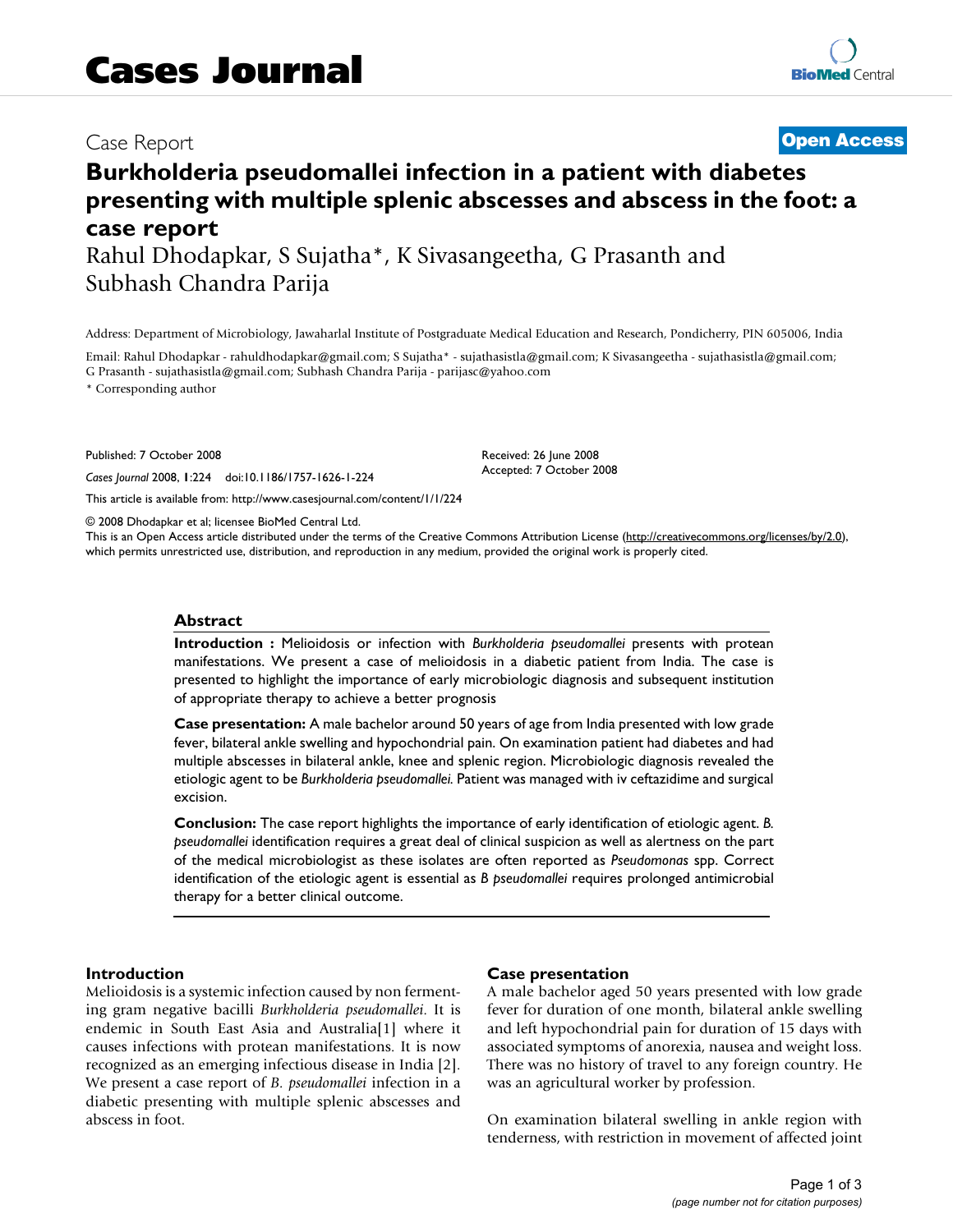# Cases Journal

Case Report

**Open Access**

# Burkholderia pseudomallei infection in a patient with diabetes presenting with multiple splenic abscesses and abscess in the foot: a case report

Rahul Dhodapkar, S Sujatha*, K Sivasangeetha, G Prasanth and Subhash Chandra Parija

Address: Department of Microbiology, Jawaharlal Institute of Postgraduate Medical Education and Research, Pondicherry, PIN 605006, India

Email: Rahul Dhodapkar - rahuldhodapkar@gmail.com; S Sujatha* - sujathasistla@gmail.com; K Sivasangeetha - sujathasistla@gmail.com; G Prasanth - sujathasistla@gmail.com; Subhash Chandra Parija - parijasc@yahoo.com

* Corresponding author

Published: 7 October 2008

*Cases Journal* 2008, **1**:224 doi:10.1186/1757-1626-1-224

Received: 26 June 2008
Accepted: 7 October 2008

This article is available from: http://www.casesjournal.com/content/1/1/224

© 2008 Dhodapkar et al; licensee BioMed Central Ltd.
This is an Open Access article distributed under the terms of the Creative Commons Attribution License (http://creativecommons.org/licenses/by/2.0), which permits unrestricted use, distribution, and reproduction in any medium, provided the original work is properly cited.

## Abstract

**Introduction :** Melioidosis or infection with *Burkholderia pseudomallei* presents with protean manifestations. We present a case of melioidosis in a diabetic patient from India. The case is presented to highlight the importance of early microbiologic diagnosis and subsequent institution of appropriate therapy to achieve a better prognosis

**Case presentation:** A male bachelor around 50 years of age from India presented with low grade fever, bilateral ankle swelling and hypochondrial pain. On examination patient had diabetes and had multiple abscesses in bilateral ankle, knee and splenic region. Microbiologic diagnosis revealed the etiologic agent to be *Burkholderia pseudomallei.* Patient was managed with iv ceftazidime and surgical excision.

**Conclusion:** The case report highlights the importance of early identification of etiologic agent. *B. pseudomallei* identification requires a great deal of clinical suspicion as well as alertness on the part of the medical microbiologist as these isolates are often reported as *Pseudomonas* spp. Correct identification of the etiologic agent is essential as *B pseudomallei* requires prolonged antimicrobial therapy for a better clinical outcome.

## Introduction

Melioidosis is a systemic infection caused by non fermenting gram negative bacilli *Burkholderia pseudomallei*. It is endemic in South East Asia and Australia[1] where it causes infections with protean manifestations. It is now recognized as an emerging infectious disease in India [2]. We present a case report of *B. pseudomallei* infection in a diabetic presenting with multiple splenic abscesses and abscess in foot.

## Case presentation

A male bachelor aged 50 years presented with low grade fever for duration of one month, bilateral ankle swelling and left hypochondrial pain for duration of 15 days with associated symptoms of anorexia, nausea and weight loss. There was no history of travel to any foreign country. He was an agricultural worker by profession.

On examination bilateral swelling in ankle region with tenderness, with restriction in movement of affected joint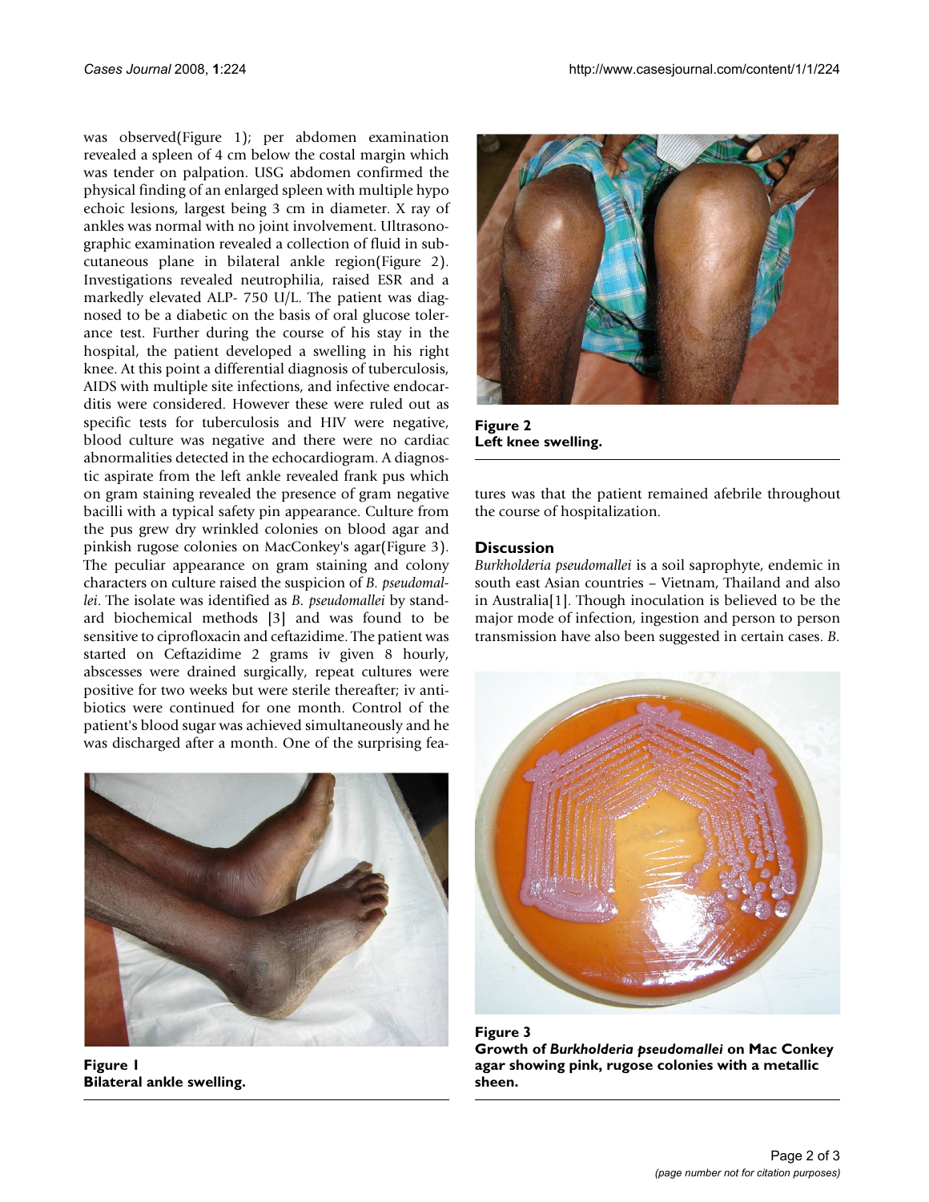was observed(Figure 1); per abdomen examination revealed a spleen of 4 cm below the costal margin which was tender on palpation. USG abdomen confirmed the physical finding of an enlarged spleen with multiple hypo echoic lesions, largest being 3 cm in diameter. X ray of ankles was normal with no joint involvement. Ultrasonographic examination revealed a collection of fluid in subcutaneous plane in bilateral ankle region(Figure 2). Investigations revealed neutrophilia, raised ESR and a markedly elevated ALP- 750 U/L. The patient was diagnosed to be a diabetic on the basis of oral glucose tolerance test. Further during the course of his stay in the hospital, the patient developed a swelling in his right knee. At this point a differential diagnosis of tuberculosis, AIDS with multiple site infections, and infective endocarditis were considered. However these were ruled out as specific tests for tuberculosis and HIV were negative, blood culture was negative and there were no cardiac abnormalities detected in the echocardiogram. A diagnostic aspirate from the left ankle revealed frank pus which on gram staining revealed the presence of gram negative bacilli with a typical safety pin appearance. Culture from the pus grew dry wrinkled colonies on blood agar and pinkish rugose colonies on MacConkey's agar(Figure 3). The peculiar appearance on gram staining and colony characters on culture raised the suspicion of *B. pseudomallei*. The isolate was identified as *B. pseudomallei* by standard biochemical methods [3] and was found to be sensitive to ciprofloxacin and ceftazidime. The patient was started on Ceftazidime 2 grams iv given 8 hourly, abscesses were drained surgically, repeat cultures were positive for two weeks but were sterile thereafter; iv antibiotics were continued for one month. Control of the patient's blood sugar was achieved simultaneously and he was discharged after a month. One of the surprising features was that the patient remained afebrile throughout the course of hospitalization.

**Figure 1**
**Bilateral ankle swelling.**

**Figure 2**
**Left knee swelling.**

## Discussion

*Burkholderia pseudomallei* is a soil saprophyte, endemic in south east Asian countries – Vietnam, Thailand and also in Australia[1]. Though inoculation is believed to be the major mode of infection, ingestion and person to person transmission have also been suggested in certain cases. *B.*

**Figure 3**
**Growth of *Burkholderia pseudomallei* on Mac Conkey agar showing pink, rugose colonies with a metallic sheen.**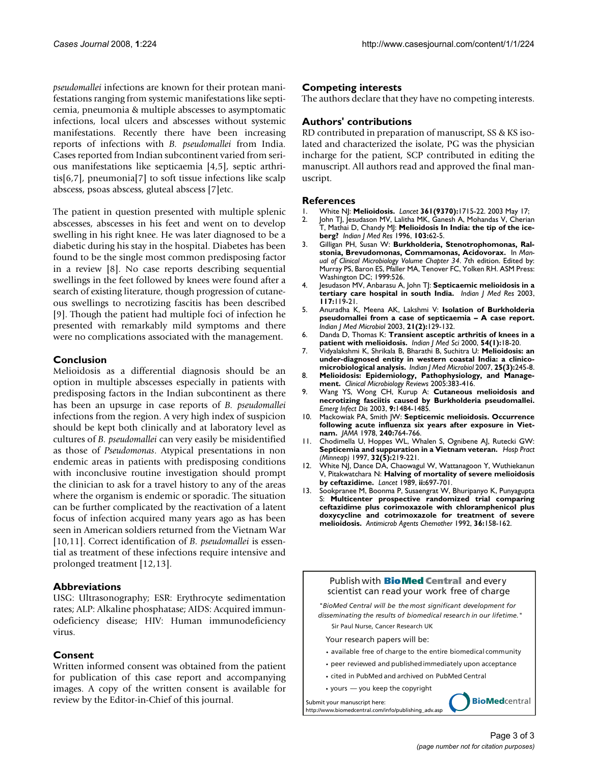*pseudomallei* infections are known for their protean manifestations ranging from systemic manifestations like septicemia, pneumonia & multiple abscesses to asymptomatic infections, local ulcers and abscesses without systemic manifestations. Recently there have been increasing reports of infections with *B. pseudomallei* from India. Cases reported from Indian subcontinent varied from serious manifestations like septicaemia [4,5], septic arthritis[6,7], pneumonia[7] to soft tissue infections like scalp abscess, psoas abscess, gluteal abscess [7]etc.

The patient in question presented with multiple splenic abscesses, abscesses in his feet and went on to develop swelling in his right knee. He was later diagnosed to be a diabetic during his stay in the hospital. Diabetes has been found to be the single most common predisposing factor in a review [8]. No case reports describing sequential swellings in the feet followed by knees were found after a search of existing literature, though progression of cutaneous swellings to necrotizing fascitis has been described [9]. Though the patient had multiple foci of infection he presented with remarkably mild symptoms and there were no complications associated with the management.

## Conclusion

Melioidosis as a differential diagnosis should be an option in multiple abscesses especially in patients with predisposing factors in the Indian subcontinent as there has been an upsurge in case reports of *B. pseudomallei* infections from the region. A very high index of suspicion should be kept both clinically and at laboratory level as cultures of *B. pseudomallei* can very easily be misidentified as those of *Pseudomonas*. Atypical presentations in non endemic areas in patients with predisposing conditions with inconclusive routine investigation should prompt the clinician to ask for a travel history to any of the areas where the organism is endemic or sporadic. The situation can be further complicated by the reactivation of a latent focus of infection acquired many years ago as has been seen in American soldiers returned from the Vietnam War [10,11]. Correct identification of *B. pseudomallei* is essential as treatment of these infections require intensive and prolonged treatment [12,13].

## Abbreviations

USG: Ultrasonography; ESR: Erythrocyte sedimentation rates; ALP: Alkaline phosphatase; AIDS: Acquired immunodeficiency disease; HIV: Human immunodeficiency virus.

## Consent

Written informed consent was obtained from the patient for publication of this case report and accompanying images. A copy of the written consent is available for review by the Editor-in-Chief of this journal.

## Competing interests

The authors declare that they have no competing interests.

## Authors' contributions

RD contributed in preparation of manuscript, SS & KS isolated and characterized the isolate, PG was the physician incharge for the patient, SCP contributed in editing the manuscript. All authors read and approved the final manuscript.

## References

1. White NJ: **Melioidosis.** *Lancet* **361(9370):**1715-22. 2003 May 17;
2. John TJ, Jesudason MV, Lalitha MK, Ganesh A, Mohandas V, Cherian T, Mathai D, Chandy MJ: **Melioidosis In India: the tip of the iceberg?** *Indian J Med Res* 1996, **103:**62-5.
3. Gilligan PH, Susan W: **Burkholderia, Stenotrophomonas, Ralstonia, Brevudomonas, Commamonas, Acidovorax.** In *Manual of Clinical Microbiology Volume Chapter 34*. 7th edition. Edited by: Murray PS, Baron ES, Pfaller MA, Tenover FC, Yolken RH. ASM Press: Washington DC; 1999:526.
4. Jesudason MV, Anbarasu A, John TJ: **Septicaemic melioidosis in a tertiary care hospital in south India.** *Indian J Med Res* 2003, **117:**119-21.
5. Anuradha K, Meena AK, Lakshmi V: **Isolation of Burkholderia pseudomallei from a case of septicaemia – A case report.** *Indian J Med Microbiol* 2003, **21(2):**129-132.
6. Danda D, Thomas K: **Transient asceptic arthritis of knees in a patient with melioidosis.** *Indian J Med Sci* 2000, **54(1):**18-20.
7. Vidyalakshmi K, Shrikala B, Bharathi B, Suchitra U: **Melioidosis: an under-diagnosed entity in western coastal India: a clinico-microbiological analysis.** *Indian J Med Microbiol* 2007, **25(3):**245-8.
8. **Melioidosis: Epidemiology, Pathophysiology, and Management.** *Clinical Microbiology Reviews* 2005:383-416.
9. Wang YS, Wong CH, Kurup A: **Cutaneous melioidosis and necrotizing fasciitis caused by Burkholderia pseudomallei.** *Emerg Infect Dis* 2003, **9:**1484-1485.
10. Mackowiak PA, Smith JW: **Septicemic melioidosis. Occurrence following acute influenza six years after exposure in Vietnam.** *JAMA* 1978, **240:**764-766.
11. Chodimella U, Hoppes WL, Whalen S, Ognibene AJ, Rutecki GW: **Septicemia and suppuration in a Vietnam veteran.** *Hosp Pract (Minneap)* 1997, **32(5):**219-221.
12. White NJ, Dance DA, Chaowagul W, Wattanagoon Y, Wuthiekanun V, Pitakwatchara N: **Halving of mortality of severe melioidosis by ceftazidime.** *Lancet* 1989, **ii:**697-701.
13. Sookpranee M, Boonma P, Susaengrat W, Bhuripanyo K, Punyagupta S: **Multicenter prospective randomized trial comparing ceftazidime plus corimoxazole with chloramphenicol plus doxycycline and cotrimoxazole for treatment of severe melioidosis.** *Antimicrob Agents Chemother* 1992, **36:**158-162.

Publish with **BioMed Central** and every scientist can read your work free of charge

*"BioMed Central will be the most significant development for disseminating the results of biomedical research in our lifetime."*
Sir Paul Nurse, Cancer Research UK

Your research papers will be:

- available free of charge to the entire biomedical community
- peer reviewed and published immediately upon acceptance
- cited in PubMed and archived on PubMed Central
- yours — you keep the copyright

Submit your manuscript here:
http://www.biomedcentral.com/info/publishing_adv.asp

BioMedcentral